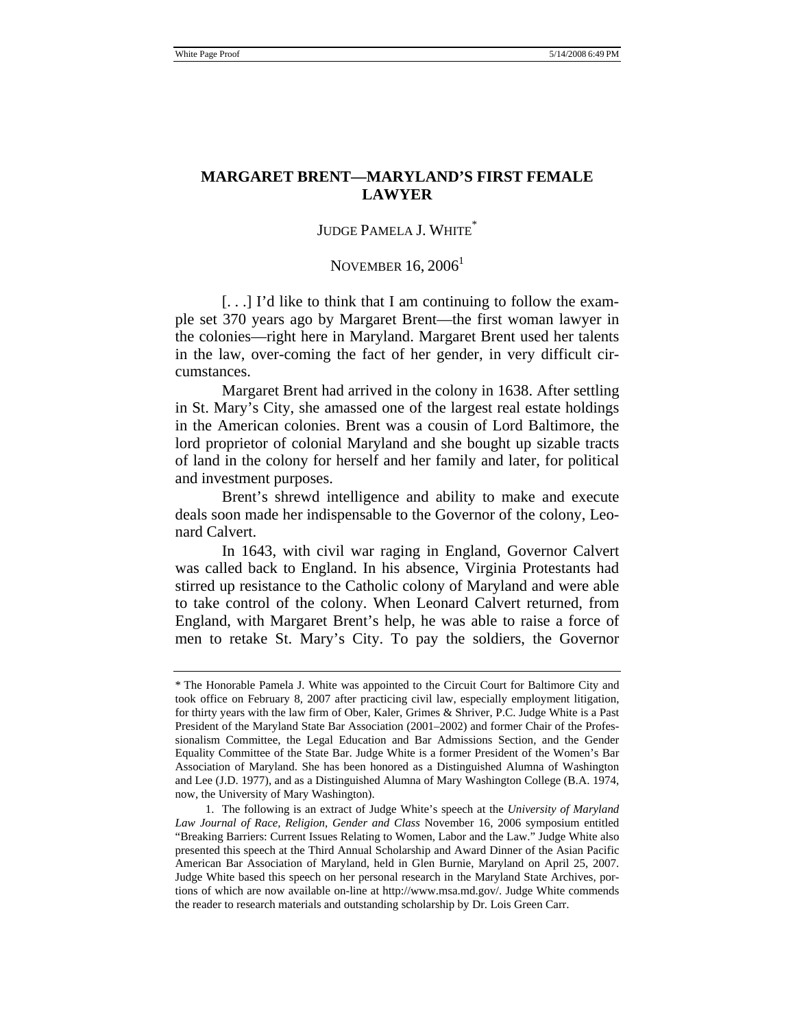# MARGARET BRENT—MARYLAND'S FIRST FEMALE LAWYER

JUDGE PAMELA J. WHITE*

NOVEMBER 16, 2006[1]

[. . .] I'd like to think that I am continuing to follow the example set 370 years ago by Margaret Brent—the first woman lawyer in the colonies—right here in Maryland. Margaret Brent used her talents in the law, over-coming the fact of her gender, in very difficult circumstances.

Margaret Brent had arrived in the colony in 1638. After settling in St. Mary's City, she amassed one of the largest real estate holdings in the American colonies. Brent was a cousin of Lord Baltimore, the lord proprietor of colonial Maryland and she bought up sizable tracts of land in the colony for herself and her family and later, for political and investment purposes.

Brent's shrewd intelligence and ability to make and execute deals soon made her indispensable to the Governor of the colony, Leonard Calvert.

In 1643, with civil war raging in England, Governor Calvert was called back to England. In his absence, Virginia Protestants had stirred up resistance to the Catholic colony of Maryland and were able to take control of the colony. When Leonard Calvert returned, from England, with Margaret Brent's help, he was able to raise a force of men to retake St. Mary's City. To pay the soldiers, the Governor

---

\* The Honorable Pamela J. White was appointed to the Circuit Court for Baltimore City and took office on February 8, 2007 after practicing civil law, especially employment litigation, for thirty years with the law firm of Ober, Kaler, Grimes & Shriver, P.C. Judge White is a Past President of the Maryland State Bar Association (2001–2002) and former Chair of the Professionalism Committee, the Legal Education and Bar Admissions Section, and the Gender Equality Committee of the State Bar. Judge White is a former President of the Women's Bar Association of Maryland. She has been honored as a Distinguished Alumna of Washington and Lee (J.D. 1977), and as a Distinguished Alumna of Mary Washington College (B.A. 1974, now, the University of Mary Washington).

1. The following is an extract of Judge White's speech at the *University of Maryland Law Journal of Race, Religion, Gender and Class* November 16, 2006 symposium entitled "Breaking Barriers: Current Issues Relating to Women, Labor and the Law." Judge White also presented this speech at the Third Annual Scholarship and Award Dinner of the Asian Pacific American Bar Association of Maryland, held in Glen Burnie, Maryland on April 25, 2007. Judge White based this speech on her personal research in the Maryland State Archives, portions of which are now available on-line at http://www.msa.md.gov/. Judge White commends the reader to research materials and outstanding scholarship by Dr. Lois Green Carr.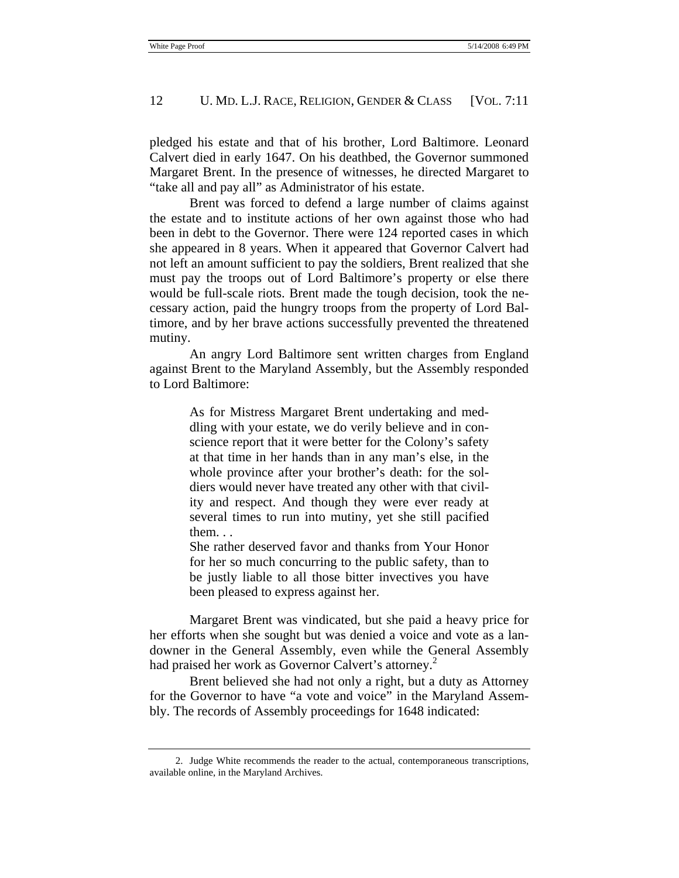pledged his estate and that of his brother, Lord Baltimore. Leonard Calvert died in early 1647. On his deathbed, the Governor summoned Margaret Brent. In the presence of witnesses, he directed Margaret to "take all and pay all" as Administrator of his estate.

Brent was forced to defend a large number of claims against the estate and to institute actions of her own against those who had been in debt to the Governor. There were 124 reported cases in which she appeared in 8 years. When it appeared that Governor Calvert had not left an amount sufficient to pay the soldiers, Brent realized that she must pay the troops out of Lord Baltimore's property or else there would be full-scale riots. Brent made the tough decision, took the necessary action, paid the hungry troops from the property of Lord Baltimore, and by her brave actions successfully prevented the threatened mutiny.

An angry Lord Baltimore sent written charges from England against Brent to the Maryland Assembly, but the Assembly responded to Lord Baltimore:

> As for Mistress Margaret Brent undertaking and meddling with your estate, we do verily believe and in conscience report that it were better for the Colony's safety at that time in her hands than in any man's else, in the whole province after your brother's death: for the soldiers would never have treated any other with that civility and respect. And though they were ever ready at several times to run into mutiny, yet she still pacified them. . .
>
> She rather deserved favor and thanks from Your Honor for her so much concurring to the public safety, than to be justly liable to all those bitter invectives you have been pleased to express against her.

Margaret Brent was vindicated, but she paid a heavy price for her efforts when she sought but was denied a voice and vote as a landowner in the General Assembly, even while the General Assembly had praised her work as Governor Calvert's attorney.[2]

Brent believed she had not only a right, but a duty as Attorney for the Governor to have "a vote and voice" in the Maryland Assembly. The records of Assembly proceedings for 1648 indicated:

---

2. Judge White recommends the reader to the actual, contemporaneous transcriptions, available online, in the Maryland Archives.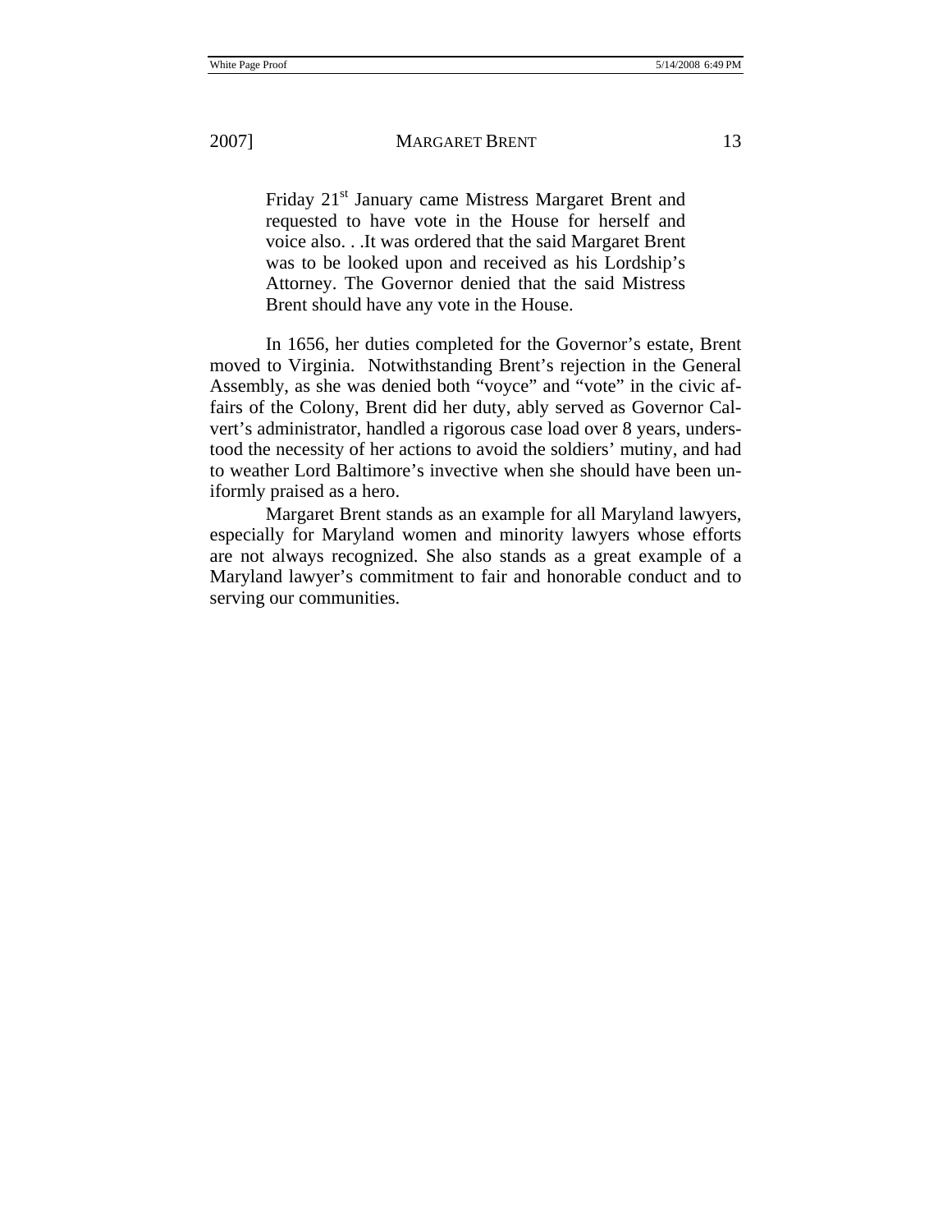> Friday 21st January came Mistress Margaret Brent and requested to have vote in the House for herself and voice also. . .It was ordered that the said Margaret Brent was to be looked upon and received as his Lordship's Attorney. The Governor denied that the said Mistress Brent should have any vote in the House.

In 1656, her duties completed for the Governor's estate, Brent moved to Virginia. Notwithstanding Brent's rejection in the General Assembly, as she was denied both "voyce" and "vote" in the civic affairs of the Colony, Brent did her duty, ably served as Governor Calvert's administrator, handled a rigorous case load over 8 years, understood the necessity of her actions to avoid the soldiers' mutiny, and had to weather Lord Baltimore's invective when she should have been uniformly praised as a hero.

Margaret Brent stands as an example for all Maryland lawyers, especially for Maryland women and minority lawyers whose efforts are not always recognized. She also stands as a great example of a Maryland lawyer's commitment to fair and honorable conduct and to serving our communities.